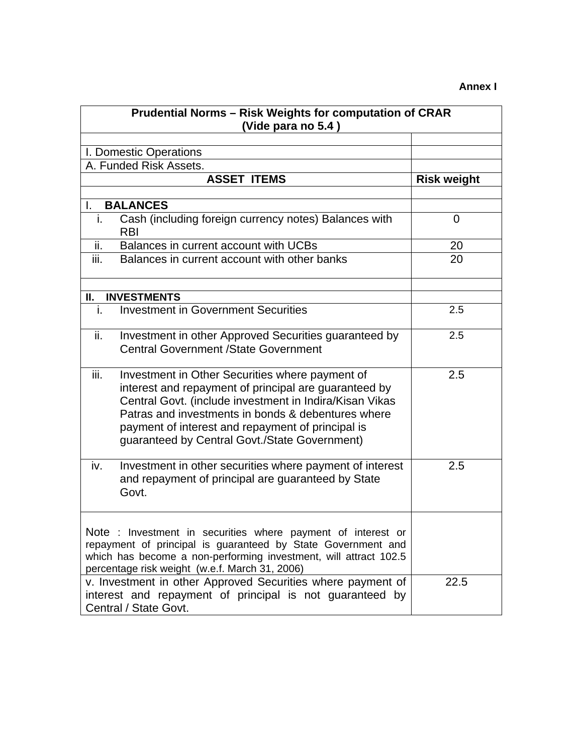**Annex I**

| Prudential Norms – Risk Weights for computation of CRAR (Vide para no 5.4 ) | |
|---|---|
| | |
| I. Domestic Operations | |
| A. Funded Risk Assets. | |
| **ASSET ITEMS** | **Risk weight** |
| | |
| I. **BALANCES** | |
| i. Cash (including foreign currency notes) Balances with RBI | 0 |
| ii. Balances in current account with UCBs | 20 |
| iii. Balances in current account with other banks | 20 |
| | |
| **II. INVESTMENTS** | |
| i. Investment in Government Securities | 2.5 |
| ii. Investment in other Approved Securities guaranteed by Central Government /State Government | 2.5 |
| iii. Investment in Other Securities where payment of interest and repayment of principal are guaranteed by Central Govt. (include investment in Indira/Kisan Vikas Patras and investments in bonds & debentures where payment of interest and repayment of principal is guaranteed by Central Govt./State Government) | 2.5 |
| iv. Investment in other securities where payment of interest and repayment of principal are guaranteed by State Govt. | 2.5 |
| Note : Investment in securities where payment of interest or repayment of principal is guaranteed by State Government and which has become a non-performing investment, will attract 102.5 percentage risk weight (w.e.f. March 31, 2006) | |
| v. Investment in other Approved Securities where payment of interest and repayment of principal is not guaranteed by Central / State Govt. | 22.5 |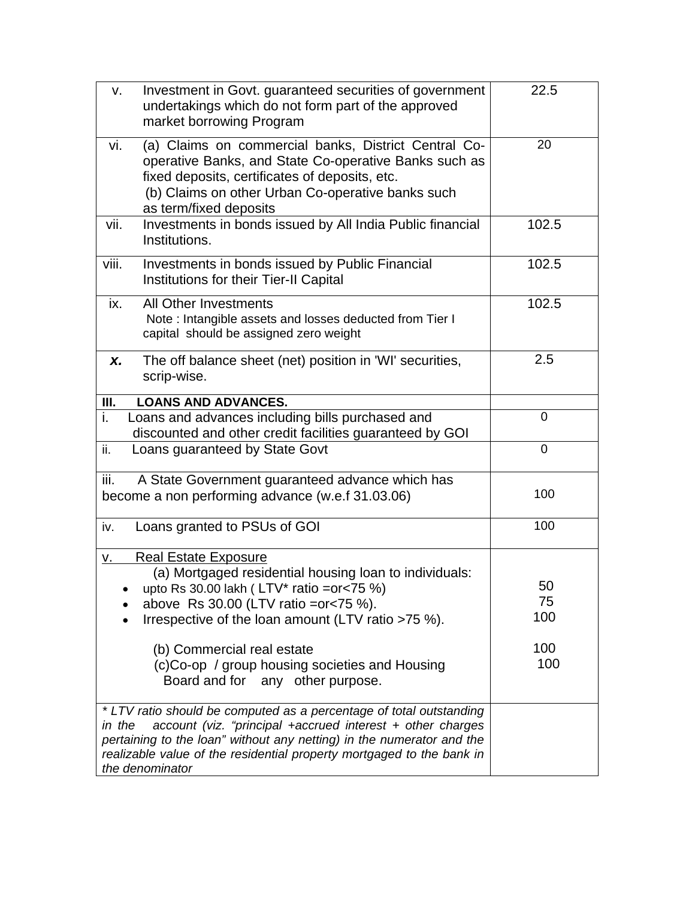| | | |
|---|---|---|
| v. | Investment in Govt. guaranteed securities of government undertakings which do not form part of the approved market borrowing Program | 22.5 |
| vi. | (a) Claims on commercial banks, District Central Co-operative Banks, and State Co-operative Banks such as fixed deposits, certificates of deposits, etc.<br>(b) Claims on other Urban Co-operative banks such as term/fixed deposits | 20 |
| vii. | Investments in bonds issued by All India Public financial Institutions. | 102.5 |
| viii. | Investments in bonds issued by Public Financial Institutions for their Tier-II Capital | 102.5 |
| ix. | All Other Investments<br>Note : Intangible assets and losses deducted from Tier I capital should be assigned zero weight | 102.5 |
| ***x.*** | The off balance sheet (net) position in 'WI' securities, scrip-wise. | 2.5 |
| **III.** | **LOANS AND ADVANCES.** | |
| i. | Loans and advances including bills purchased and discounted and other credit facilities guaranteed by GOI | 0 |
| ii. | Loans guaranteed by State Govt | 0 |
| iii. | A State Government guaranteed advance which has become a non performing advance (w.e.f 31.03.06) | 100 |
| iv. | Loans granted to PSUs of GOI | 100 |
| v. | Real Estate Exposure<br>(a) Mortgaged residential housing loan to individuals:<br>• upto Rs 30.00 lakh ( LTV* ratio =or<75 %)<br>• above Rs 30.00 (LTV ratio =or<75 %).<br>• Irrespective of the loan amount (LTV ratio >75 %).<br><br>(b) Commercial real estate<br>(c)Co-op / group housing societies and Housing Board and for any other purpose. | <br><br>50<br>75<br>100<br><br>100<br>100 |
| | *\* LTV ratio should be computed as a percentage of total outstanding in the account (viz. "principal +accrued interest + other charges pertaining to the loan" without any netting) in the numerator and the realizable value of the residential property mortgaged to the bank in the denominator* | |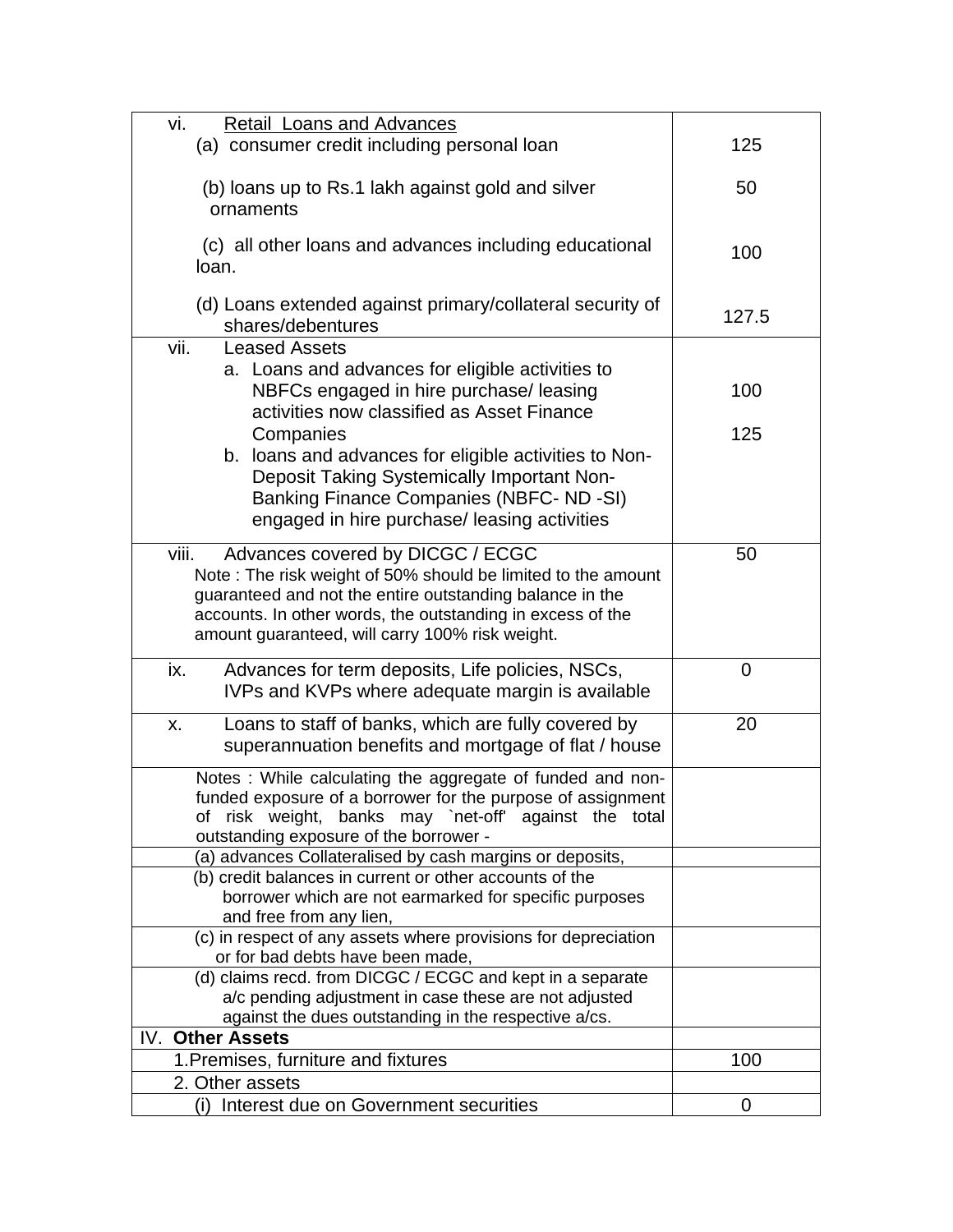| | |
|---|---|
| vi. <u>Retail Loans and Advances</u> | |
| (a) consumer credit including personal loan | 125 |
| (b) loans up to Rs.1 lakh against gold and silver ornaments | 50 |
| (c) all other loans and advances including educational loan. | 100 |
| (d) Loans extended against primary/collateral security of shares/debentures | 127.5 |
| vii. Leased Assets | |
| a. Loans and advances for eligible activities to NBFCs engaged in hire purchase/ leasing activities now classified as Asset Finance Companies | 100 |
| b. loans and advances for eligible activities to Non-Deposit Taking Systemically Important Non-Banking Finance Companies (NBFC- ND -SI) engaged in hire purchase/ leasing activities | 125 |
| viii. Advances covered by DICGC / ECGC<br>Note : The risk weight of 50% should be limited to the amount guaranteed and not the entire outstanding balance in the accounts. In other words, the outstanding in excess of the amount guaranteed, will carry 100% risk weight. | 50 |
| ix. Advances for term deposits, Life policies, NSCs, IVPs and KVPs where adequate margin is available | 0 |
| x. Loans to staff of banks, which are fully covered by superannuation benefits and mortgage of flat / house | 20 |
| Notes : While calculating the aggregate of funded and non-funded exposure of a borrower for the purpose of assignment of risk weight, banks may `net-off' against the total outstanding exposure of the borrower - | |
| (a) advances Collateralised by cash margins or deposits, | |
| (b) credit balances in current or other accounts of the borrower which are not earmarked for specific purposes and free from any lien, | |
| (c) in respect of any assets where provisions for depreciation or for bad debts have been made, | |
| (d) claims recd. from DICGC / ECGC and kept in a separate a/c pending adjustment in case these are not adjusted against the dues outstanding in the respective a/cs. | |
| IV. **Other Assets** | |
| 1.Premises, furniture and fixtures | 100 |
| 2. Other assets | |
| (i) Interest due on Government securities | 0 |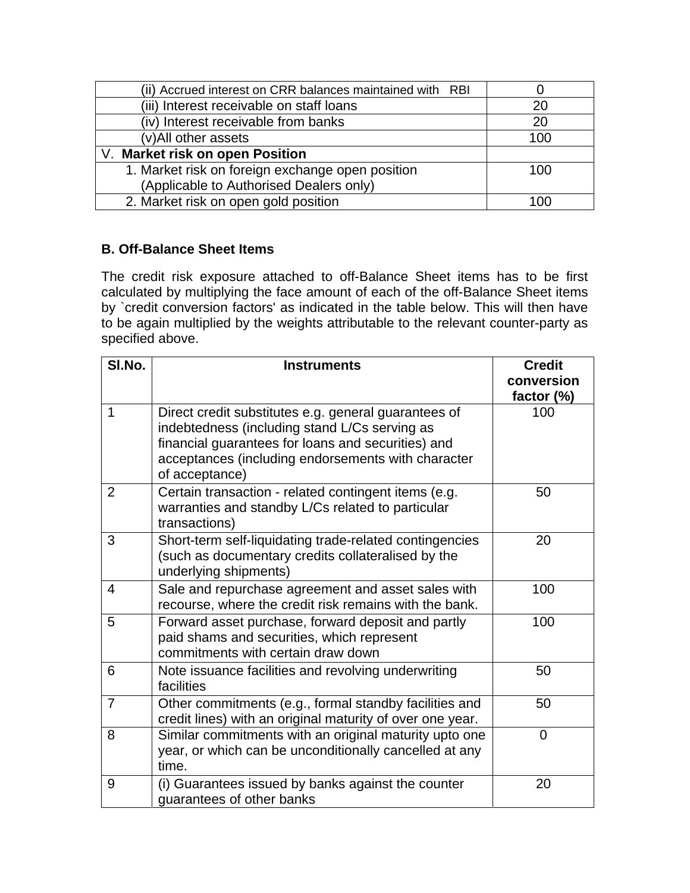| | |
|---|---|
| (ii) Accrued interest on CRR balances maintained with RBI | 0 |
| (iii) Interest receivable on staff loans | 20 |
| (iv) Interest receivable from banks | 20 |
| (v)All other assets | 100 |
| V. **Market risk on open Position** | |
| 1. Market risk on foreign exchange open position (Applicable to Authorised Dealers only) | 100 |
| 2. Market risk on open gold position | 100 |

**B. Off-Balance Sheet Items**

The credit risk exposure attached to off-Balance Sheet items has to be first calculated by multiplying the face amount of each of the off-Balance Sheet items by `credit conversion factors' as indicated in the table below. This will then have to be again multiplied by the weights attributable to the relevant counter-party as specified above.

| Sl.No. | Instruments | Credit conversion factor (%) |
|---|---|---|
| 1 | Direct credit substitutes e.g. general guarantees of indebtedness (including stand L/Cs serving as financial guarantees for loans and securities) and acceptances (including endorsements with character of acceptance) | 100 |
| 2 | Certain transaction - related contingent items (e.g. warranties and standby L/Cs related to particular transactions) | 50 |
| 3 | Short-term self-liquidating trade-related contingencies (such as documentary credits collateralised by the underlying shipments) | 20 |
| 4 | Sale and repurchase agreement and asset sales with recourse, where the credit risk remains with the bank. | 100 |
| 5 | Forward asset purchase, forward deposit and partly paid shams and securities, which represent commitments with certain draw down | 100 |
| 6 | Note issuance facilities and revolving underwriting facilities | 50 |
| 7 | Other commitments (e.g., formal standby facilities and credit lines) with an original maturity of over one year. | 50 |
| 8 | Similar commitments with an original maturity upto one year, or which can be unconditionally cancelled at any time. | 0 |
| 9 | (i) Guarantees issued by banks against the counter guarantees of other banks | 20 |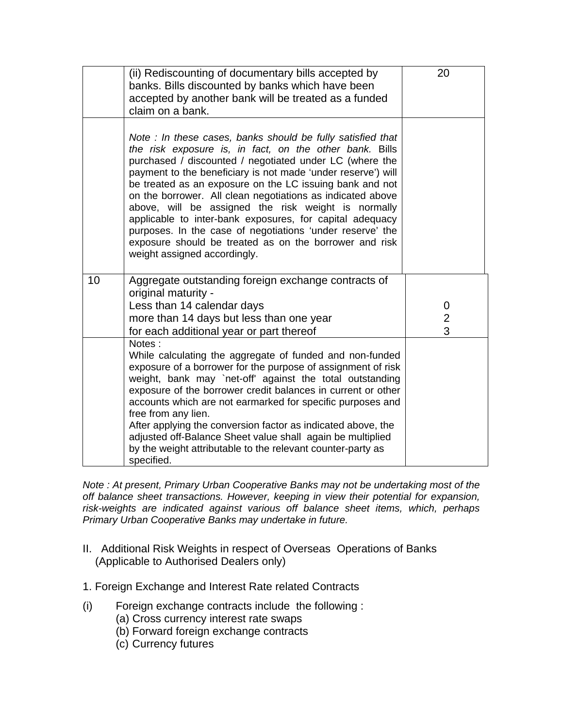| | | |
|---|---|---|
| | (ii) Rediscounting of documentary bills accepted by banks. Bills discounted by banks which have been accepted by another bank will be treated as a funded claim on a bank. | 20 |
| | *Note : In these cases, banks should be fully satisfied that the risk exposure is, in fact, on the other bank.* Bills purchased / discounted / negotiated under LC (where the payment to the beneficiary is not made 'under reserve') will be treated as an exposure on the LC issuing bank and not on the borrower. All clean negotiations as indicated above above, will be assigned the risk weight is normally applicable to inter-bank exposures, for capital adequacy purposes. In the case of negotiations 'under reserve' the exposure should be treated as on the borrower and risk weight assigned accordingly. | |
| 10 | Aggregate outstanding foreign exchange contracts of original maturity -<br>Less than 14 calendar days<br>more than 14 days but less than one year<br>for each additional year or part thereof | <br><br>0<br>2<br>3 |
| | Notes :<br>While calculating the aggregate of funded and non-funded exposure of a borrower for the purpose of assignment of risk weight, bank may `net-off' against the total outstanding exposure of the borrower credit balances in current or other accounts which are not earmarked for specific purposes and free from any lien.<br>After applying the conversion factor as indicated above, the adjusted off-Balance Sheet value shall again be multiplied by the weight attributable to the relevant counter-party as specified. | |

*Note : At present, Primary Urban Cooperative Banks may not be undertaking most of the off balance sheet transactions. However, keeping in view their potential for expansion, risk-weights are indicated against various off balance sheet items, which, perhaps Primary Urban Cooperative Banks may undertake in future.*

II. Additional Risk Weights in respect of Overseas Operations of Banks (Applicable to Authorised Dealers only)

1. Foreign Exchange and Interest Rate related Contracts

(i) Foreign exchange contracts include the following :
   (a) Cross currency interest rate swaps
   (b) Forward foreign exchange contracts
   (c) Currency futures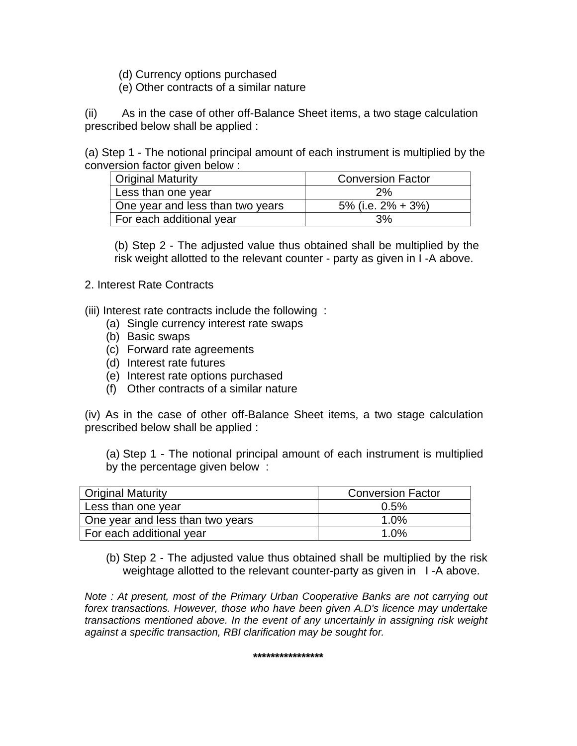(d) Currency options purchased
(e) Other contracts of a similar nature

(ii) As in the case of other off-Balance Sheet items, a two stage calculation prescribed below shall be applied :

(a) Step 1 - The notional principal amount of each instrument is multiplied by the conversion factor given below :

| Original Maturity | Conversion Factor |
|---|---|
| Less than one year | 2% |
| One year and less than two years | 5% (i.e. 2% + 3%) |
| For each additional year | 3% |

(b) Step 2 - The adjusted value thus obtained shall be multiplied by the risk weight allotted to the relevant counter - party as given in I -A above.

2. Interest Rate Contracts

(iii) Interest rate contracts include the following :

(a) Single currency interest rate swaps
(b) Basic swaps
(c) Forward rate agreements
(d) Interest rate futures
(e) Interest rate options purchased
(f) Other contracts of a similar nature

(iv) As in the case of other off-Balance Sheet items, a two stage calculation prescribed below shall be applied :

(a) Step 1 - The notional principal amount of each instrument is multiplied by the percentage given below :

| Original Maturity | Conversion Factor |
|---|---|
| Less than one year | 0.5% |
| One year and less than two years | 1.0% |
| For each additional year | 1.0% |

(b) Step 2 - The adjusted value thus obtained shall be multiplied by the risk weightage allotted to the relevant counter-party as given in I -A above.

*Note : At present, most of the Primary Urban Cooperative Banks are not carrying out forex transactions. However, those who have been given A.D's licence may undertake transactions mentioned above. In the event of any uncertainly in assigning risk weight against a specific transaction, RBI clarification may be sought for.*

****************